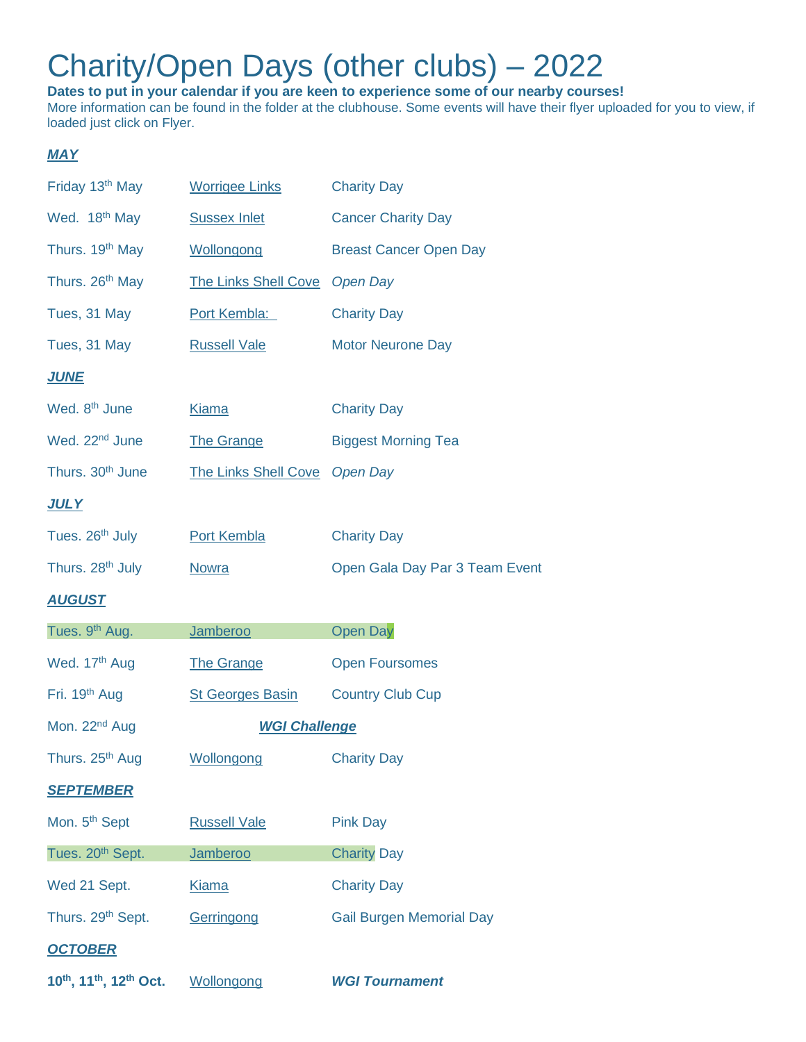# Charity/Open Days (other clubs) – 2022

**Dates to put in your calendar if you are keen to experience some of our nearby courses!**
More information can be found in the folder at the clubhouse. Some events will have their flyer uploaded for you to view, if loaded just click on Flyer.

***MAY***

| | | |
|---|---|---|
| Friday 13th May | Worrigee Links | Charity Day |
| Wed. 18th May | Sussex Inlet | Cancer Charity Day |
| Thurs. 19th May | Wollongong | Breast Cancer Open Day |
| Thurs. 26th May | The Links Shell Cove | *Open Day* |
| Tues, 31 May | Port Kembla: | Charity Day |
| Tues, 31 May | Russell Vale | Motor Neurone Day |

***JUNE***

| | | |
|---|---|---|
| Wed. 8th June | Kiama | Charity Day |
| Wed. 22nd June | The Grange | Biggest Morning Tea |
| Thurs. 30th June | The Links Shell Cove | *Open Day* |

***JULY***

| | | |
|---|---|---|
| Tues. 26th July | Port Kembla | Charity Day |
| Thurs. 28th July | Nowra | Open Gala Day Par 3 Team Event |

***AUGUST***

| | | |
|---|---|---|
| Tues. 9th Aug. | Jamberoo | Open Day |
| Wed. 17th Aug | The Grange | Open Foursomes |
| Fri. 19th Aug | St Georges Basin | Country Club Cup |
| Mon. 22nd Aug | ***WGI Challenge*** | |
| Thurs. 25th Aug | Wollongong | Charity Day |

***SEPTEMBER***

| | | |
|---|---|---|
| Mon. 5th Sept | Russell Vale | Pink Day |
| Tues. 20th Sept. | Jamberoo | Charity Day |
| Wed 21 Sept. | Kiama | Charity Day |
| Thurs. 29th Sept. | Gerringong | Gail Burgen Memorial Day |

***OCTOBER***

| | | |
|---|---|---|
| **10th, 11th, 12th Oct.** | Wollongong | ***WGI Tournament*** |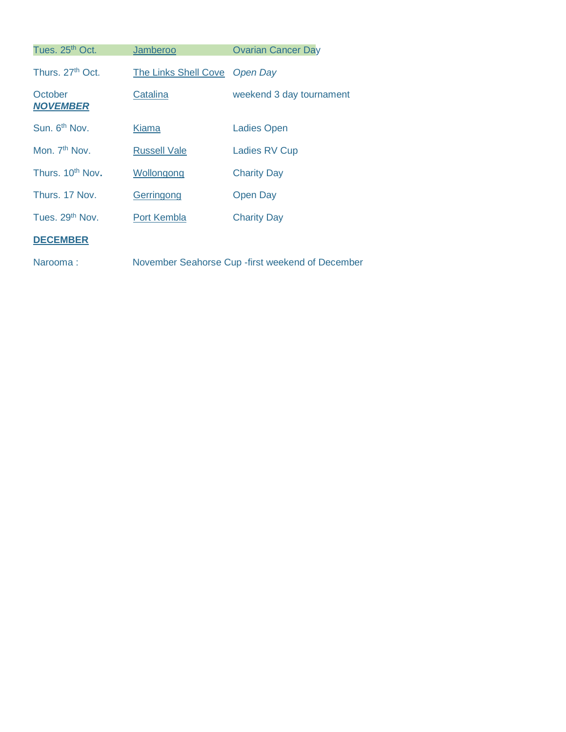| | | |
|---|---|---|
| Tues. 25th Oct. | Jamberoo | Ovarian Cancer Day |
| Thurs. 27th Oct. | The Links Shell Cove | *Open Day* |
| October | Catalina | weekend 3 day tournament |
| ***NOVEMBER*** | | |
| Sun. 6th Nov. | Kiama | Ladies Open |
| Mon. 7th Nov. | Russell Vale | Ladies RV Cup |
| Thurs. 10th Nov**.** | Wollongong | Charity Day |
| Thurs. 17 Nov. | Gerringong | Open Day |
| Tues. 29th Nov. | Port Kembla | Charity Day |

**DECEMBER**

Narooma : November Seahorse Cup -first weekend of December